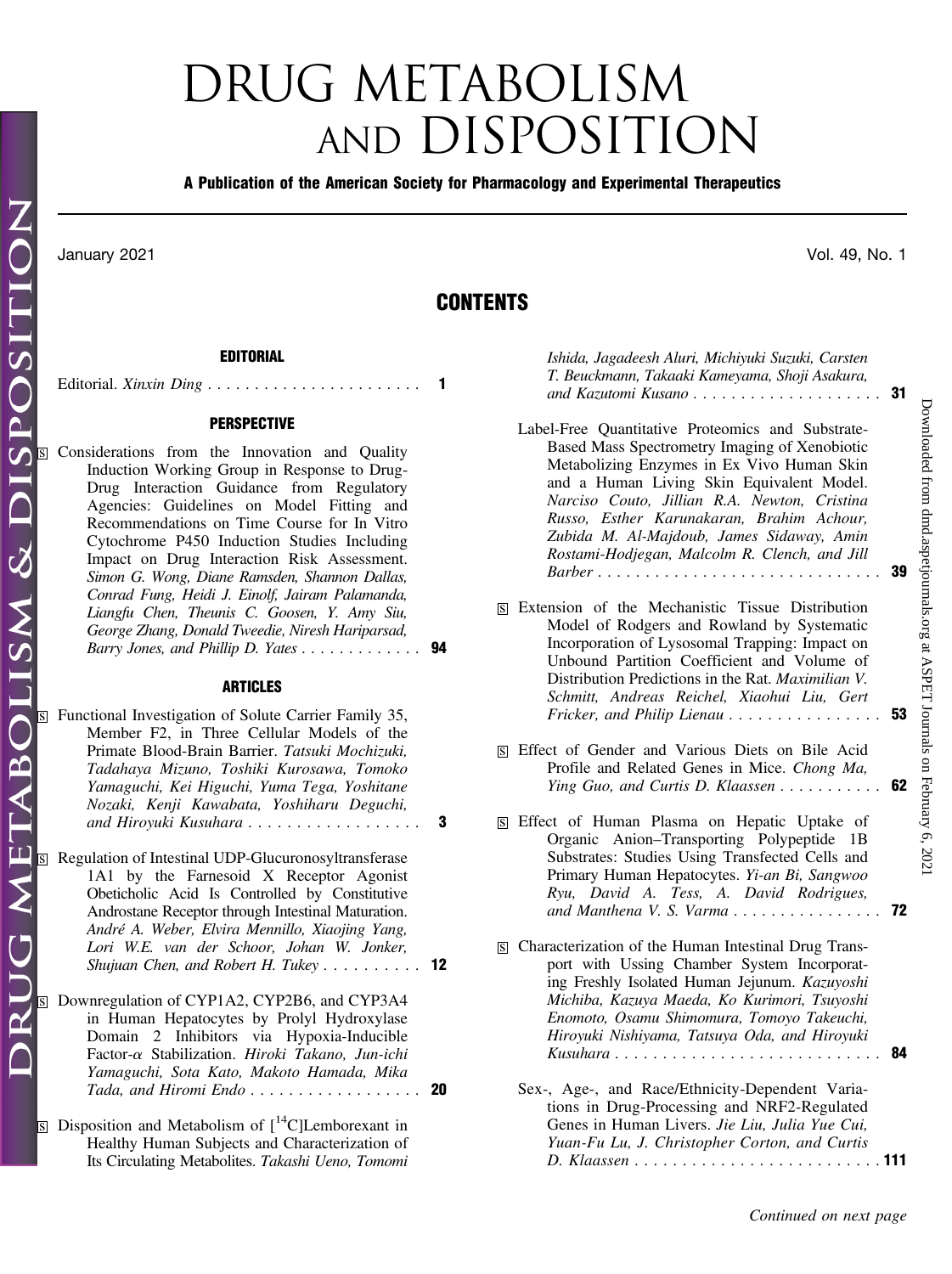# DRUG METABOLISM AND DISPOSITION

**A Publication of the American Society for Pharmacology and Experimental Therapeutics**

January 2021 Vol. 49, No. 1

## CONTENTS

### EDITORIAL

Editorial. *Xinxin Ding* . . . . . . . . . . . . . . . . . . . . . . . **1**

### PERSPECTIVE

S Considerations from the Innovation and Quality Induction Working Group in Response to Drug-Drug Interaction Guidance from Regulatory Agencies: Guidelines on Model Fitting and Recommendations on Time Course for In Vitro Cytochrome P450 Induction Studies Including Impact on Drug Interaction Risk Assessment. *Simon G. Wong, Diane Ramsden, Shannon Dallas, Conrad Fung, Heidi J. Einolf, Jairam Palamanda, Liangfu Chen, Theunis C. Goosen, Y. Amy Siu, George Zhang, Donald Tweedie, Niresh Hariparsad, Barry Jones, and Phillip D. Yates* . . . . . . . . . . . . . **94**

### ARTICLES

S Functional Investigation of Solute Carrier Family 35, Member F2, in Three Cellular Models of the Primate Blood-Brain Barrier. *Tatsuki Mochizuki, Tadahaya Mizuno, Toshiki Kurosawa, Tomoko Yamaguchi, Kei Higuchi, Yuma Tega, Yoshitane Nozaki, Kenji Kawabata, Yoshiharu Deguchi, and Hiroyuki Kusuhara* . . . . . . . . . . . . . . . . . . **3**

S Regulation of Intestinal UDP-Glucuronosyltransferase 1A1 by the Farnesoid X Receptor Agonist Obeticholic Acid Is Controlled by Constitutive Androstane Receptor through Intestinal Maturation. *André A. Weber, Elvira Mennillo, Xiaojing Yang, Lori W.E. van der Schoor, Johan W. Jonker, Shujuan Chen, and Robert H. Tukey* . . . . . . . . . . **12**

S Downregulation of CYP1A2, CYP2B6, and CYP3A4 in Human Hepatocytes by Prolyl Hydroxylase Domain 2 Inhibitors via Hypoxia-Inducible Factor-$\alpha$ Stabilization. *Hiroki Takano, Jun-ichi Yamaguchi, Sota Kato, Makoto Hamada, Mika Tada, and Hiromi Endo* . . . . . . . . . . . . . . . . . . **20**

S Disposition and Metabolism of [$^{14}$C]Lemborexant in Healthy Human Subjects and Characterization of Its Circulating Metabolites. *Takashi Ueno, Tomomi Ishida, Jagadeesh Aluri, Michiyuki Suzuki, Carsten T. Beuckmann, Takaaki Kameyama, Shoji Asakura, and Kazutomi Kusano* . . . . . . . . . . . . . . . . . . . . **31**

Label-Free Quantitative Proteomics and Substrate-Based Mass Spectrometry Imaging of Xenobiotic Metabolizing Enzymes in Ex Vivo Human Skin and a Human Living Skin Equivalent Model. *Narciso Couto, Jillian R.A. Newton, Cristina Russo, Esther Karunakaran, Brahim Achour, Zubida M. Al-Majdoub, James Sidaway, Amin Rostami-Hodjegan, Malcolm R. Clench, and Jill Barber* . . . . . . . . . . . . . . . . . . . . . . . . . . . . . . **39**

S Extension of the Mechanistic Tissue Distribution Model of Rodgers and Rowland by Systematic Incorporation of Lysosomal Trapping: Impact on Unbound Partition Coefficient and Volume of Distribution Predictions in the Rat. *Maximilian V. Schmitt, Andreas Reichel, Xiaohui Liu, Gert Fricker, and Philip Lienau* . . . . . . . . . . . . . . . . **53**

S Effect of Gender and Various Diets on Bile Acid Profile and Related Genes in Mice. *Chong Ma, Ying Guo, and Curtis D. Klaassen* . . . . . . . . . . . **62**

S Effect of Human Plasma on Hepatic Uptake of Organic Anion–Transporting Polypeptide 1B Substrates: Studies Using Transfected Cells and Primary Human Hepatocytes. *Yi-an Bi, Sangwoo Ryu, David A. Tess, A. David Rodrigues, and Manthena V. S. Varma* . . . . . . . . . . . . . . . . **72**

S Characterization of the Human Intestinal Drug Transport with Ussing Chamber System Incorporating Freshly Isolated Human Jejunum. *Kazuyoshi Michiba, Kazuya Maeda, Ko Kurimori, Tsuyoshi Enomoto, Osamu Shimomura, Tomoyo Takeuchi, Hiroyuki Nishiyama, Tatsuya Oda, and Hiroyuki Kusuhara* . . . . . . . . . . . . . . . . . . . . . . . . . . . . **84**

Sex-, Age-, and Race/Ethnicity-Dependent Variations in Drug-Processing and NRF2-Regulated Genes in Human Livers. *Jie Liu, Julia Yue Cui, Yuan-Fu Lu, J. Christopher Corton, and Curtis D. Klaassen* . . . . . . . . . . . . . . . . . . . . . . . . . . **111**

*Continued on next page*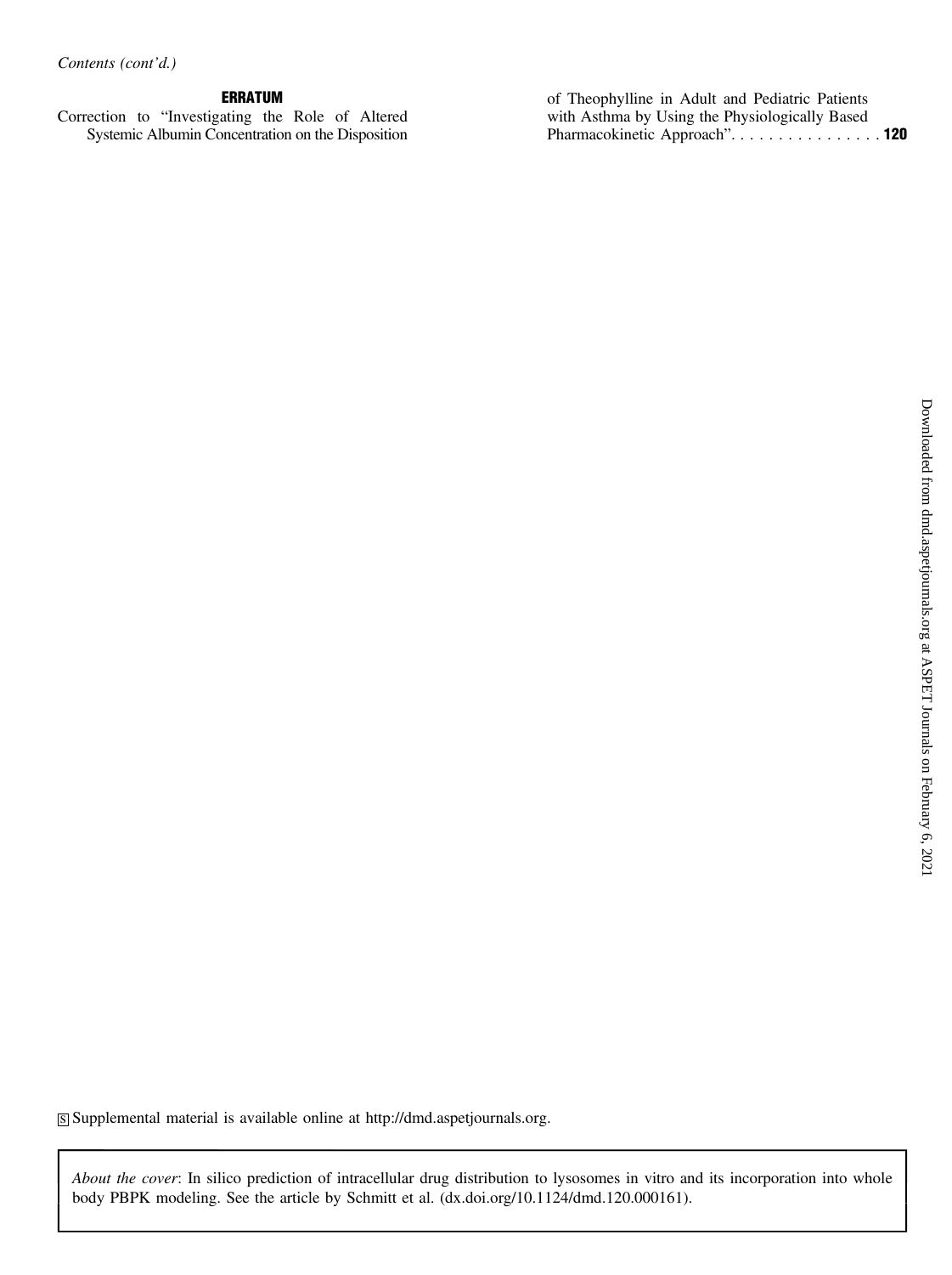*Contents (cont'd.)*

## ERRATUM

Correction to "Investigating the Role of Altered Systemic Albumin Concentration on the Disposition of Theophylline in Adult and Pediatric Patients with Asthma by Using the Physiologically Based Pharmacokinetic Approach". . . . . . . . . . . . . . . . **120**

S Supplemental material is available online at http://dmd.aspetjournals.org.

*About the cover*: In silico prediction of intracellular drug distribution to lysosomes in vitro and its incorporation into whole body PBPK modeling. See the article by Schmitt et al. (dx.doi.org/10.1124/dmd.120.000161).